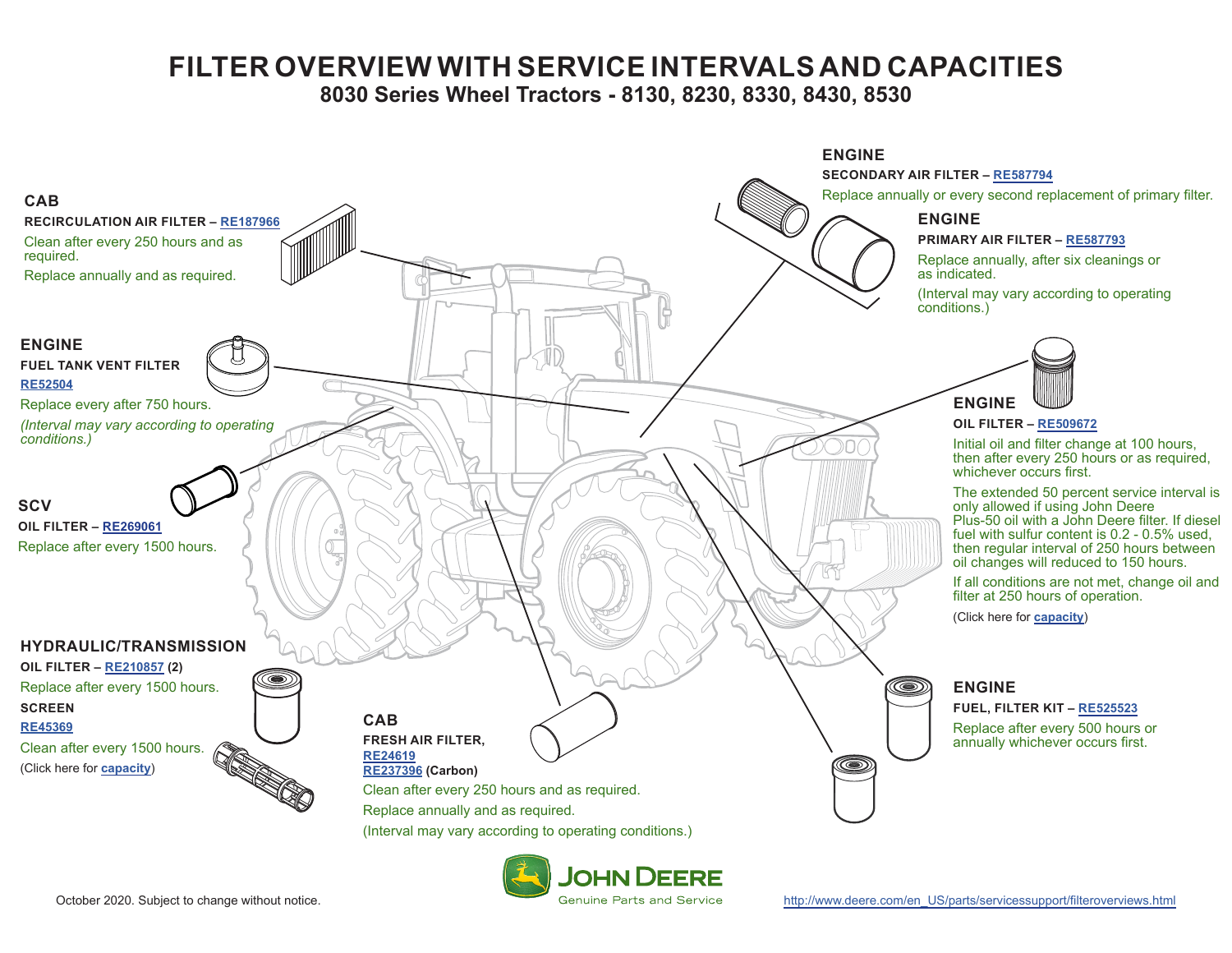# FILTER OVERVIEW WITH SERVICE INTERVALS AND CAPACITIES

## 8030 Series Wheel Tractors - 8130, 8230, 8330, 8430, 8530

### CAB

**RECIRCULATION AIR FILTER – RE187966**

Clean after every 250 hours and as required.

Replace annually and as required.

### ENGINE

**FUEL TANK VENT FILTER**

**RE52504**

Replace every after 750 hours.

*(Interval may vary according to operating conditions.)*

### SCV

**OIL FILTER – RE269061**

Replace after every 1500 hours.

### HYDRAULIC/TRANSMISSION

**OIL FILTER – RE210857 (2)**

Replace after every 1500 hours.

**SCREEN**

**RE45369**

Clean after every 1500 hours.

(Click here for **capacity**)

### CAB

**FRESH AIR FILTER,**

**RE24619**

**RE237396 (Carbon)**

Clean after every 250 hours and as required.

Replace annually and as required.

(Interval may vary according to operating conditions.)

### ENGINE

**SECONDARY AIR FILTER – RE587794**

Replace annually or every second replacement of primary filter.

### ENGINE

**PRIMARY AIR FILTER – RE587793**

Replace annually, after six cleanings or as indicated.

(Interval may vary according to operating conditions.)

### ENGINE

**OIL FILTER – RE509672**

Initial oil and filter change at 100 hours, then after every 250 hours or as required, whichever occurs first.

The extended 50 percent service interval is only allowed if using John Deere Plus-50 oil with a John Deere filter. If diesel fuel with sulfur content is 0.2 - 0.5% used, then regular interval of 250 hours between oil changes will reduced to 150 hours.

If all conditions are not met, change oil and filter at 250 hours of operation.

(Click here for **capacity**)

### ENGINE

**FUEL, FILTER KIT – RE525523**

Replace after every 500 hours or annually whichever occurs first.

October 2020. Subject to change without notice.

JOHN DEERE Genuine Parts and Service

http://www.deere.com/en_US/parts/servicessupport/filteroverviews.html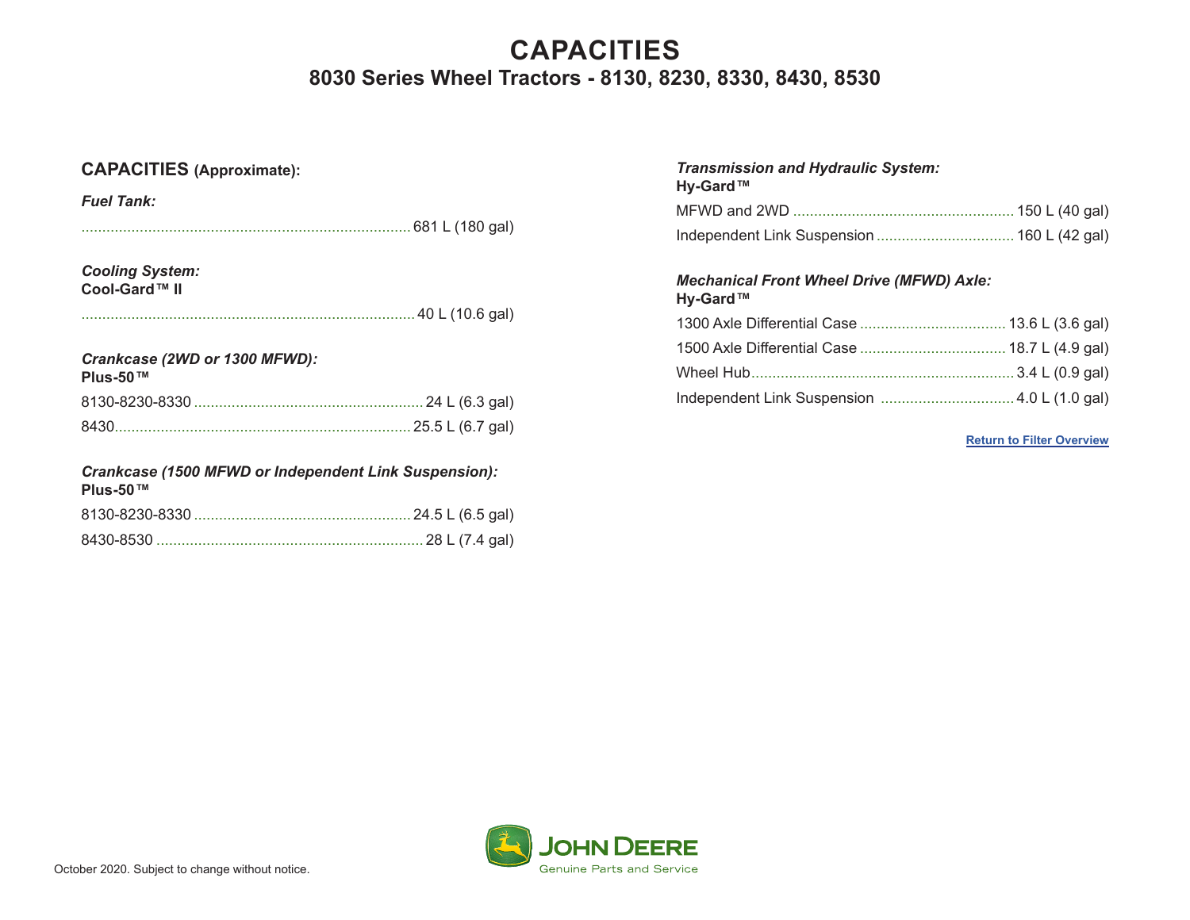# CAPACITIES

## 8030 Series Wheel Tractors - 8130, 8230, 8330, 8430, 8530

**CAPACITIES (Approximate):**

***Fuel Tank:***

.......... 681 L (180 gal)

***Cooling System:***
**Cool-Gard™ II**

.......... 40 L (10.6 gal)

***Crankcase (2WD or 1300 MFWD):***
**Plus-50™**

| | |
|---|---|
| 8130-8230-8330 | 24 L (6.3 gal) |
| 8430 | 25.5 L (6.7 gal) |

***Crankcase (1500 MFWD or Independent Link Suspension):***
**Plus-50™**

| | |
|---|---|
| 8130-8230-8330 | 24.5 L (6.5 gal) |
| 8430-8530 | 28 L (7.4 gal) |

***Transmission and Hydraulic System:***
**Hy-Gard™**

| | |
|---|---|
| MFWD and 2WD | 150 L (40 gal) |
| Independent Link Suspension | 160 L (42 gal) |

***Mechanical Front Wheel Drive (MFWD) Axle:***
**Hy-Gard™**

| | |
|---|---|
| 1300 Axle Differential Case | 13.6 L (3.6 gal) |
| 1500 Axle Differential Case | 18.7 L (4.9 gal) |
| Wheel Hub | 3.4 L (0.9 gal) |
| Independent Link Suspension | 4.0 L (1.0 gal) |

Return to Filter Overview

October 2020. Subject to change without notice.

JOHN DEERE
Genuine Parts and Service